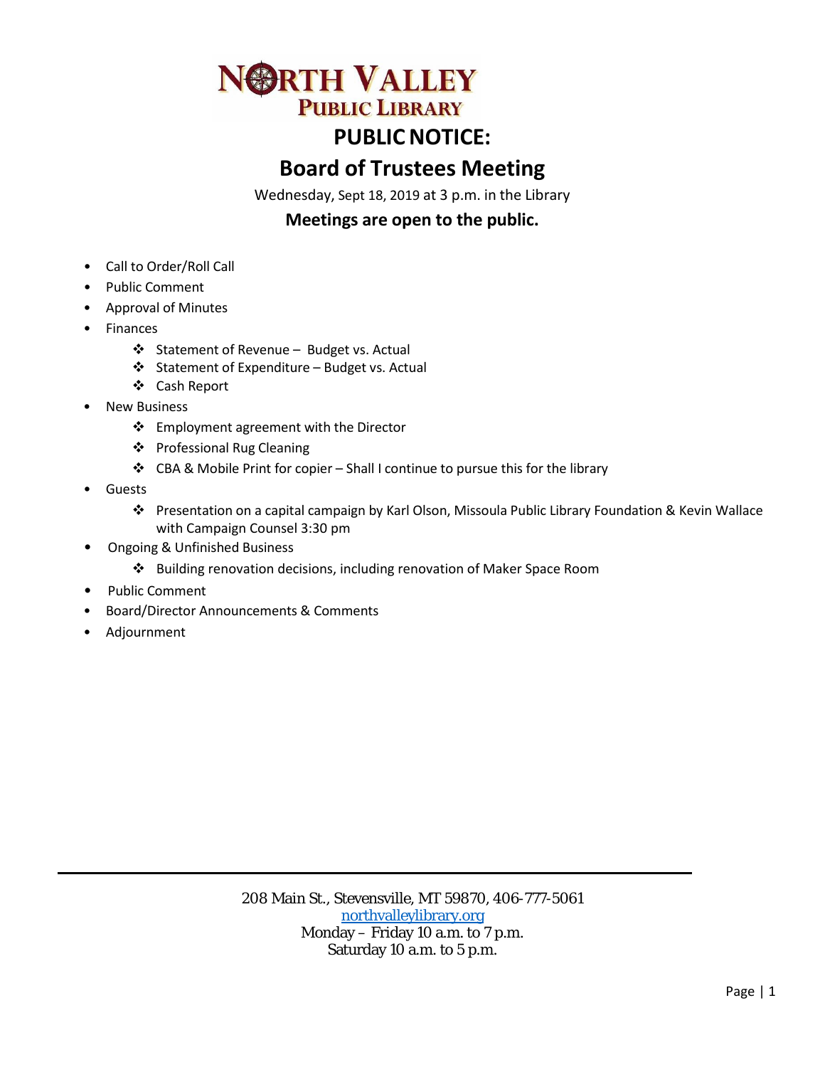# NORTH VALLEY PUBLIC LIBRARY

## PUBLIC NOTICE:

## Board of Trustees Meeting

Wednesday, Sept 18, 2019 at 3 p.m. in the Library

**Meetings are open to the public.**

- Call to Order/Roll Call
- Public Comment
- Approval of Minutes
- Finances
    - Statement of Revenue – Budget vs. Actual
    - Statement of Expenditure – Budget vs. Actual
    - Cash Report
- New Business
    - Employment agreement with the Director
    - Professional Rug Cleaning
    - CBA & Mobile Print for copier – Shall I continue to pursue this for the library
- Guests
    - Presentation on a capital campaign by Karl Olson, Missoula Public Library Foundation & Kevin Wallace with Campaign Counsel 3:30 pm
- Ongoing & Unfinished Business
    - Building renovation decisions, including renovation of Maker Space Room
- Public Comment
- Board/Director Announcements & Comments
- Adjournment

---

208 Main St., Stevensville, MT 59870, 406-777-5061
northvalleylibrary.org
Monday – Friday 10 a.m. to 7 p.m.
Saturday 10 a.m. to 5 p.m.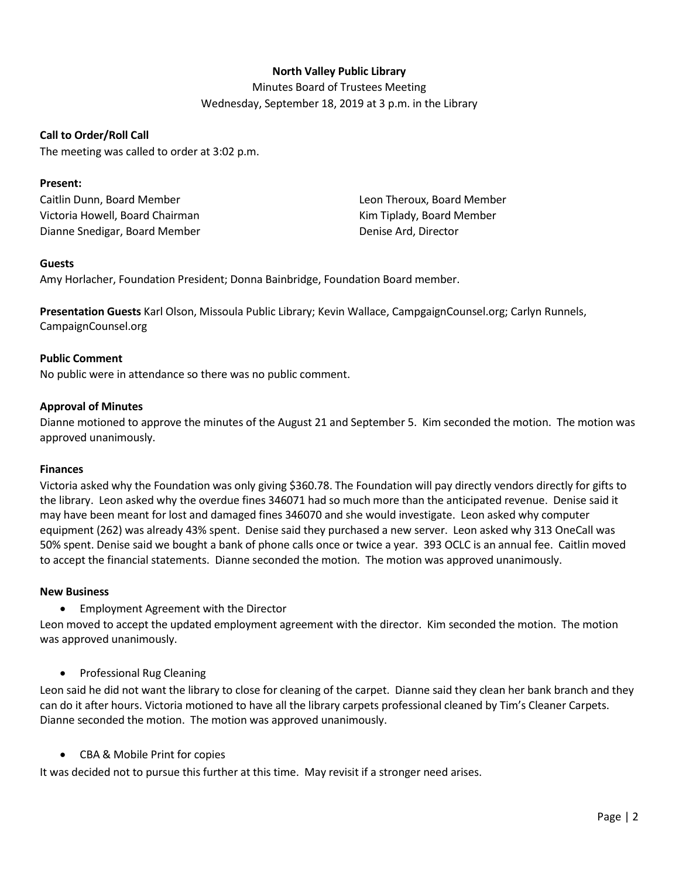**North Valley Public Library**

Minutes Board of Trustees Meeting

Wednesday, September 18, 2019 at 3 p.m. in the Library

**Call to Order/Roll Call**

The meeting was called to order at 3:02 p.m.

**Present:**

Caitlin Dunn, Board Member
Victoria Howell, Board Chairman
Dianne Snedigar, Board Member
Leon Theroux, Board Member
Kim Tiplady, Board Member
Denise Ard, Director

**Guests**

Amy Horlacher, Foundation President; Donna Bainbridge, Foundation Board member.

**Presentation Guests** Karl Olson, Missoula Public Library; Kevin Wallace, CampgaignCounsel.org; Carlyn Runnels, CampaignCounsel.org

**Public Comment**

No public were in attendance so there was no public comment.

**Approval of Minutes**

Dianne motioned to approve the minutes of the August 21 and September 5. Kim seconded the motion. The motion was approved unanimously.

**Finances**

Victoria asked why the Foundation was only giving $360.78. The Foundation will pay directly vendors directly for gifts to the library. Leon asked why the overdue fines 346071 had so much more than the anticipated revenue. Denise said it may have been meant for lost and damaged fines 346070 and she would investigate. Leon asked why computer equipment (262) was already 43% spent. Denise said they purchased a new server. Leon asked why 313 OneCall was 50% spent. Denise said we bought a bank of phone calls once or twice a year. 393 OCLC is an annual fee. Caitlin moved to accept the financial statements. Dianne seconded the motion. The motion was approved unanimously.

**New Business**

- Employment Agreement with the Director

Leon moved to accept the updated employment agreement with the director. Kim seconded the motion. The motion was approved unanimously.

- Professional Rug Cleaning

Leon said he did not want the library to close for cleaning of the carpet. Dianne said they clean her bank branch and they can do it after hours. Victoria motioned to have all the library carpets professional cleaned by Tim's Cleaner Carpets. Dianne seconded the motion. The motion was approved unanimously.

- CBA & Mobile Print for copies

It was decided not to pursue this further at this time. May revisit if a stronger need arises.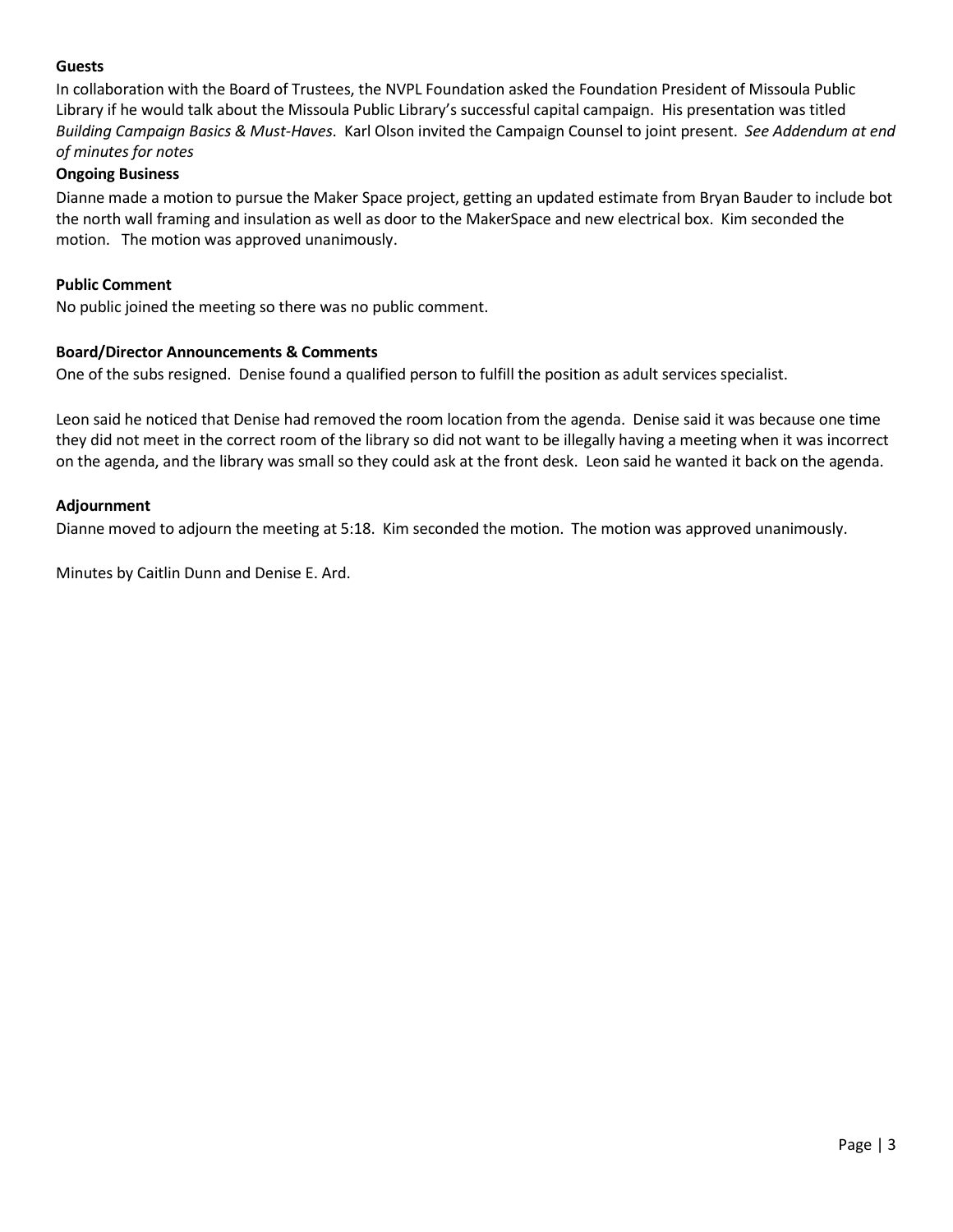**Guests**

In collaboration with the Board of Trustees, the NVPL Foundation asked the Foundation President of Missoula Public Library if he would talk about the Missoula Public Library's successful capital campaign. His presentation was titled *Building Campaign Basics & Must-Haves*. Karl Olson invited the Campaign Counsel to joint present. *See Addendum at end of minutes for notes*

**Ongoing Business**

Dianne made a motion to pursue the Maker Space project, getting an updated estimate from Bryan Bauder to include bot the north wall framing and insulation as well as door to the MakerSpace and new electrical box. Kim seconded the motion. The motion was approved unanimously.

**Public Comment**

No public joined the meeting so there was no public comment.

**Board/Director Announcements & Comments**

One of the subs resigned. Denise found a qualified person to fulfill the position as adult services specialist.

Leon said he noticed that Denise had removed the room location from the agenda. Denise said it was because one time they did not meet in the correct room of the library so did not want to be illegally having a meeting when it was incorrect on the agenda, and the library was small so they could ask at the front desk. Leon said he wanted it back on the agenda.

**Adjournment**

Dianne moved to adjourn the meeting at 5:18. Kim seconded the motion. The motion was approved unanimously.

Minutes by Caitlin Dunn and Denise E. Ard.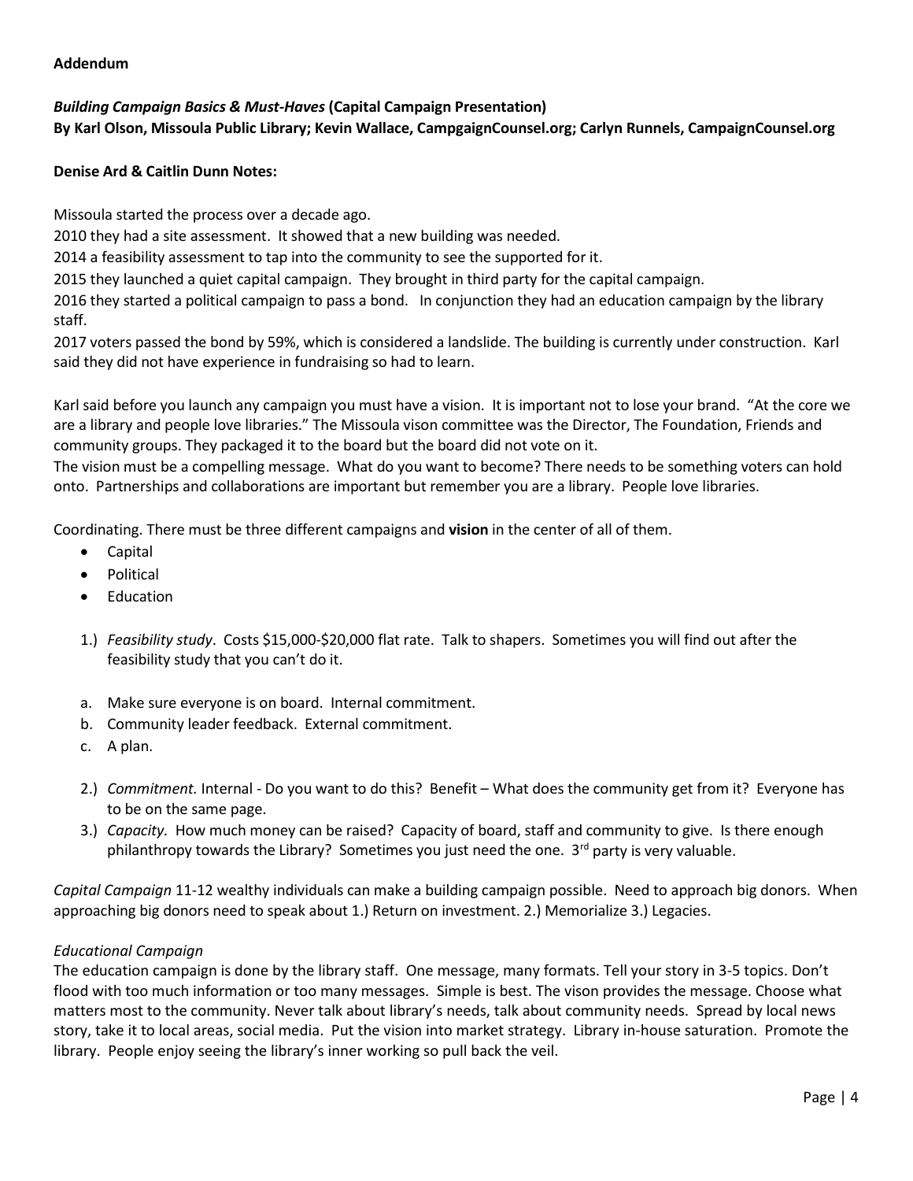**Addendum**

***Building Campaign Basics & Must-Haves*** **(Capital Campaign Presentation)**
**By Karl Olson, Missoula Public Library; Kevin Wallace, CampgaignCounsel.org; Carlyn Runnels, CampaignCounsel.org**

**Denise Ard & Caitlin Dunn Notes:**

Missoula started the process over a decade ago.
2010 they had a site assessment. It showed that a new building was needed.
2014 a feasibility assessment to tap into the community to see the supported for it.
2015 they launched a quiet capital campaign. They brought in third party for the capital campaign.
2016 they started a political campaign to pass a bond. In conjunction they had an education campaign by the library staff.
2017 voters passed the bond by 59%, which is considered a landslide. The building is currently under construction. Karl said they did not have experience in fundraising so had to learn.

Karl said before you launch any campaign you must have a vision. It is important not to lose your brand. "At the core we are a library and people love libraries." The Missoula vison committee was the Director, The Foundation, Friends and community groups. They packaged it to the board but the board did not vote on it.
The vision must be a compelling message. What do you want to become? There needs to be something voters can hold onto. Partnerships and collaborations are important but remember you are a library. People love libraries.

Coordinating. There must be three different campaigns and **vision** in the center of all of them.

- Capital
- Political
- Education

1.) *Feasibility study*. Costs $15,000-$20,000 flat rate. Talk to shapers. Sometimes you will find out after the feasibility study that you can't do it.

a. Make sure everyone is on board. Internal commitment.
b. Community leader feedback. External commitment.
c. A plan.

2.) *Commitment.* Internal - Do you want to do this? Benefit – What does the community get from it? Everyone has to be on the same page.
3.) *Capacity.* How much money can be raised? Capacity of board, staff and community to give. Is there enough philanthropy towards the Library? Sometimes you just need the one. 3rd party is very valuable.

*Capital Campaign* 11-12 wealthy individuals can make a building campaign possible. Need to approach big donors. When approaching big donors need to speak about 1.) Return on investment. 2.) Memorialize 3.) Legacies.

*Educational Campaign*
The education campaign is done by the library staff. One message, many formats. Tell your story in 3-5 topics. Don't flood with too much information or too many messages. Simple is best. The vison provides the message. Choose what matters most to the community. Never talk about library's needs, talk about community needs. Spread by local news story, take it to local areas, social media. Put the vision into market strategy. Library in-house saturation. Promote the library. People enjoy seeing the library's inner working so pull back the veil.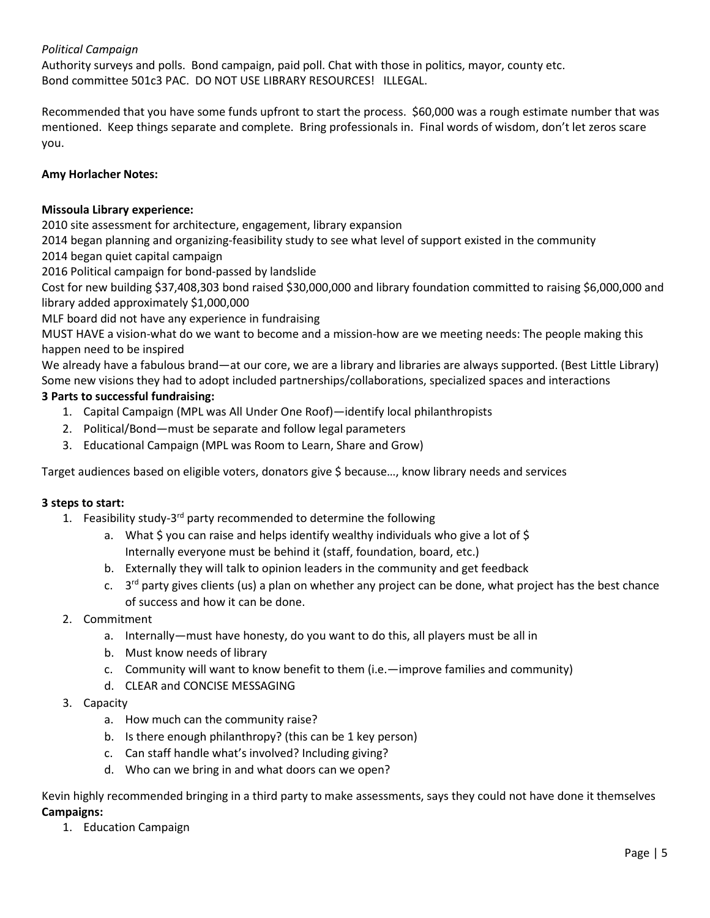*Political Campaign*
Authority surveys and polls. Bond campaign, paid poll. Chat with those in politics, mayor, county etc.
Bond committee 501c3 PAC. DO NOT USE LIBRARY RESOURCES! ILLEGAL.

Recommended that you have some funds upfront to start the process. $60,000 was a rough estimate number that was mentioned. Keep things separate and complete. Bring professionals in. Final words of wisdom, don't let zeros scare you.

**Amy Horlacher Notes:**

**Missoula Library experience:**
2010 site assessment for architecture, engagement, library expansion
2014 began planning and organizing-feasibility study to see what level of support existed in the community
2014 began quiet capital campaign
2016 Political campaign for bond-passed by landslide
Cost for new building $37,408,303 bond raised $30,000,000 and library foundation committed to raising $6,000,000 and library added approximately $1,000,000
MLF board did not have any experience in fundraising
MUST HAVE a vision-what do we want to become and a mission-how are we meeting needs: The people making this happen need to be inspired
We already have a fabulous brand—at our core, we are a library and libraries are always supported. (Best Little Library)
Some new visions they had to adopt included partnerships/collaborations, specialized spaces and interactions

**3 Parts to successful fundraising:**

1. Capital Campaign (MPL was All Under One Roof)—identify local philanthropists
2. Political/Bond—must be separate and follow legal parameters
3. Educational Campaign (MPL was Room to Learn, Share and Grow)

Target audiences based on eligible voters, donators give $ because…, know library needs and services

**3 steps to start:**

1. Feasibility study-3rd party recommended to determine the following
   a. What $ you can raise and helps identify wealthy individuals who give a lot of $
      Internally everyone must be behind it (staff, foundation, board, etc.)
   b. Externally they will talk to opinion leaders in the community and get feedback
   c. 3rd party gives clients (us) a plan on whether any project can be done, what project has the best chance of success and how it can be done.
2. Commitment
   a. Internally—must have honesty, do you want to do this, all players must be all in
   b. Must know needs of library
   c. Community will want to know benefit to them (i.e.—improve families and community)
   d. CLEAR and CONCISE MESSAGING
3. Capacity
   a. How much can the community raise?
   b. Is there enough philanthropy? (this can be 1 key person)
   c. Can staff handle what's involved? Including giving?
   d. Who can we bring in and what doors can we open?

Kevin highly recommended bringing in a third party to make assessments, says they could not have done it themselves

**Campaigns:**

1. Education Campaign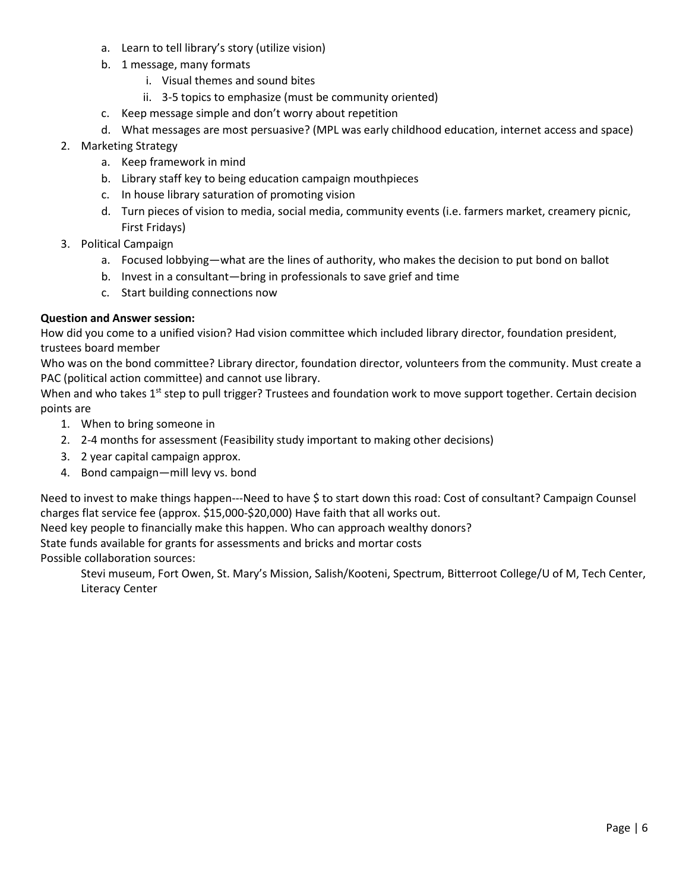a. Learn to tell library's story (utilize vision)
   b. 1 message, many formats
      i. Visual themes and sound bites
      ii. 3-5 topics to emphasize (must be community oriented)
   c. Keep message simple and don't worry about repetition
   d. What messages are most persuasive? (MPL was early childhood education, internet access and space)
2. Marketing Strategy
   a. Keep framework in mind
   b. Library staff key to being education campaign mouthpieces
   c. In house library saturation of promoting vision
   d. Turn pieces of vision to media, social media, community events (i.e. farmers market, creamery picnic, First Fridays)
3. Political Campaign
   a. Focused lobbying—what are the lines of authority, who makes the decision to put bond on ballot
   b. Invest in a consultant—bring in professionals to save grief and time
   c. Start building connections now

**Question and Answer session:**

How did you come to a unified vision? Had vision committee which included library director, foundation president, trustees board member

Who was on the bond committee? Library director, foundation director, volunteers from the community. Must create a PAC (political action committee) and cannot use library.

When and who takes 1st step to pull trigger? Trustees and foundation work to move support together. Certain decision points are

1. When to bring someone in
2. 2-4 months for assessment (Feasibility study important to making other decisions)
3. 2 year capital campaign approx.
4. Bond campaign—mill levy vs. bond

Need to invest to make things happen---Need to have $ to start down this road: Cost of consultant? Campaign Counsel charges flat service fee (approx. $15,000-$20,000) Have faith that all works out.

Need key people to financially make this happen. Who can approach wealthy donors?

State funds available for grants for assessments and bricks and mortar costs

Possible collaboration sources:

Stevi museum, Fort Owen, St. Mary's Mission, Salish/Kooteni, Spectrum, Bitterroot College/U of M, Tech Center, Literacy Center